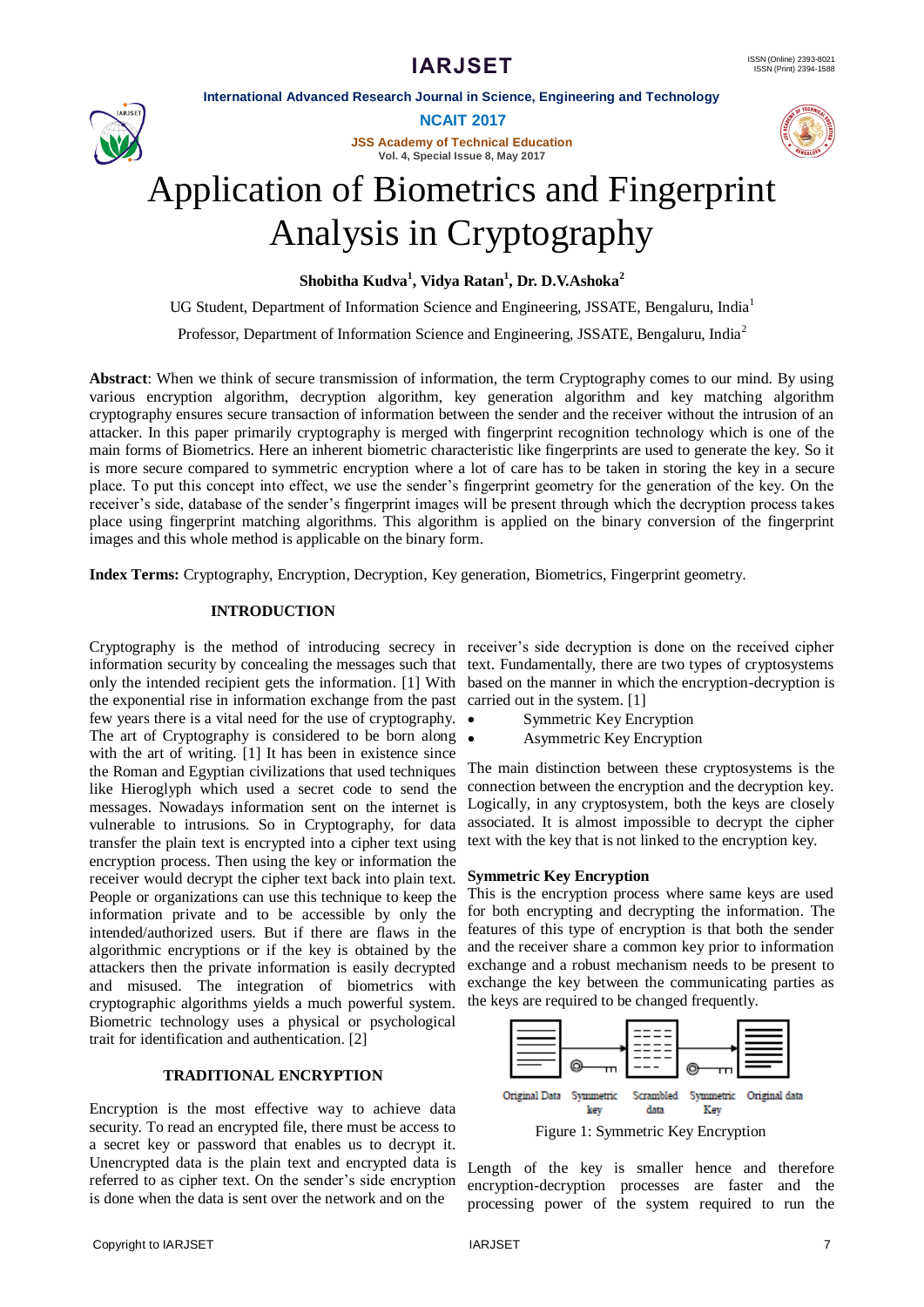# Application of Biometrics and Fingerprint Analysis in Cryptography

**Shobitha Kudva[1], Vidya Ratan[1], Dr. D.V.Ashoka[2]**

UG Student, Department of Information Science and Engineering, JSSATE, Bengaluru, India[1]

Professor, Department of Information Science and Engineering, JSSATE, Bengaluru, India[2]

**Abstract**: When we think of secure transmission of information, the term Cryptography comes to our mind. By using various encryption algorithm, decryption algorithm, key generation algorithm and key matching algorithm cryptography ensures secure transaction of information between the sender and the receiver without the intrusion of an attacker. In this paper primarily cryptography is merged with fingerprint recognition technology which is one of the main forms of Biometrics. Here an inherent biometric characteristic like fingerprints are used to generate the key. So it is more secure compared to symmetric encryption where a lot of care has to be taken in storing the key in a secure place. To put this concept into effect, we use the sender's fingerprint geometry for the generation of the key. On the receiver's side, database of the sender's fingerprint images will be present through which the decryption process takes place using fingerprint matching algorithms. This algorithm is applied on the binary conversion of the fingerprint images and this whole method is applicable on the binary form.

**Index Terms:** Cryptography, Encryption, Decryption, Key generation, Biometrics, Fingerprint geometry.

## INTRODUCTION

Cryptography is the method of introducing secrecy in information security by concealing the messages such that only the intended recipient gets the information. [1] With the exponential rise in information exchange from the past few years there is a vital need for the use of cryptography. The art of Cryptography is considered to be born along with the art of writing. [1] It has been in existence since the Roman and Egyptian civilizations that used techniques like Hieroglyph which used a secret code to send the messages. Nowadays information sent on the internet is vulnerable to intrusions. So in Cryptography, for data transfer the plain text is encrypted into a cipher text using encryption process. Then using the key or information the receiver would decrypt the cipher text back into plain text. People or organizations can use this technique to keep the information private and to be accessible by only the intended/authorized users. But if there are flaws in the algorithmic encryptions or if the key is obtained by the attackers then the private information is easily decrypted and misused. The integration of biometrics with cryptographic algorithms yields a much powerful system. Biometric technology uses a physical or psychological trait for identification and authentication. [2]

## TRADITIONAL ENCRYPTION

Encryption is the most effective way to achieve data security. To read an encrypted file, there must be access to a secret key or password that enables us to decrypt it. Unencrypted data is the plain text and encrypted data is referred to as cipher text. On the sender's side encryption is done when the data is sent over the network and on the receiver's side decryption is done on the received cipher text. Fundamentally, there are two types of cryptosystems based on the manner in which the encryption-decryption is carried out in the system. [1]

- Symmetric Key Encryption
- Asymmetric Key Encryption

The main distinction between these cryptosystems is the connection between the encryption and the decryption key. Logically, in any cryptosystem, both the keys are closely associated. It is almost impossible to decrypt the cipher text with the key that is not linked to the encryption key.

### Symmetric Key Encryption

This is the encryption process where same keys are used for both encrypting and decrypting the information. The features of this type of encryption is that both the sender and the receiver share a common key prior to information exchange and a robust mechanism needs to be present to exchange the key between the communicating parties as the keys are required to be changed frequently.

Original Data — Symmetric key — Scrambled data — Symmetric Key — Original data

Figure 1: Symmetric Key Encryption

Length of the key is smaller hence and therefore encryption-decryption processes are faster and the processing power of the system required to run the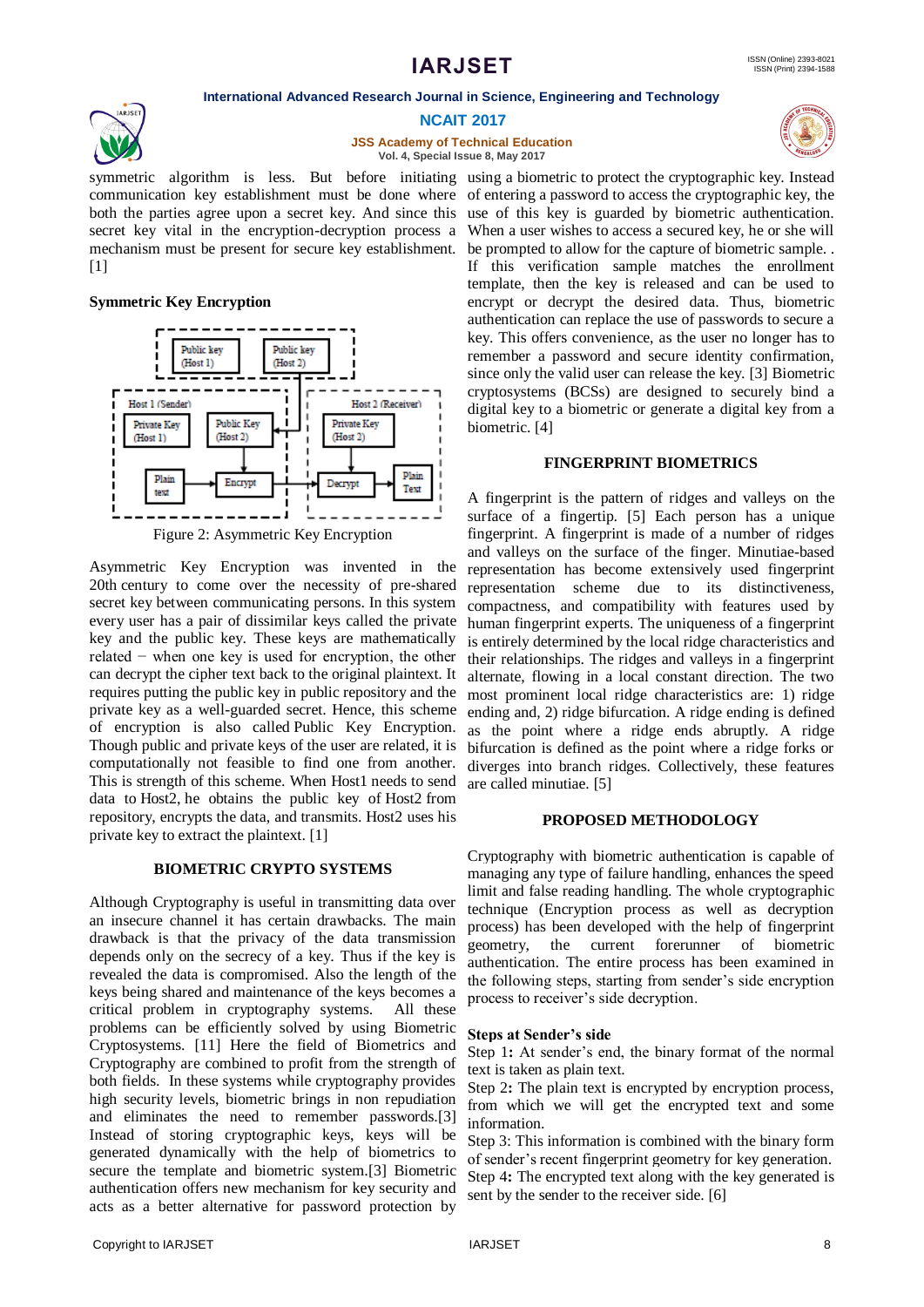symmetric algorithm is less. But before initiating communication key establishment must be done where both the parties agree upon a secret key. And since this secret key vital in the encryption-decryption process a mechanism must be present for secure key establishment. [1]

**Symmetric Key Encryption**

Figure 2: Asymmetric Key Encryption

Asymmetric Key Encryption was invented in the 20th century to come over the necessity of pre-shared secret key between communicating persons. In this system every user has a pair of dissimilar keys called the private key and the public key. These keys are mathematically related − when one key is used for encryption, the other can decrypt the cipher text back to the original plaintext. It requires putting the public key in public repository and the private key as a well-guarded secret. Hence, this scheme of encryption is also called Public Key Encryption. Though public and private keys of the user are related, it is computationally not feasible to find one from another. This is strength of this scheme. When Host1 needs to send data to Host2, he obtains the public key of Host2 from repository, encrypts the data, and transmits. Host2 uses his private key to extract the plaintext. [1]

## BIOMETRIC CRYPTO SYSTEMS

Although Cryptography is useful in transmitting data over an insecure channel it has certain drawbacks. The main drawback is that the privacy of the data transmission depends only on the secrecy of a key. Thus if the key is revealed the data is compromised. Also the length of the keys being shared and maintenance of the keys becomes a critical problem in cryptography systems. All these problems can be efficiently solved by using Biometric Cryptosystems. [11] Here the field of Biometrics and Cryptography are combined to profit from the strength of both fields. In these systems while cryptography provides high security levels, biometric brings in non repudiation and eliminates the need to remember passwords.[3] Instead of storing cryptographic keys, keys will be generated dynamically with the help of biometrics to secure the template and biometric system.[3] Biometric authentication offers new mechanism for key security and acts as a better alternative for password protection by using a biometric to protect the cryptographic key. Instead of entering a password to access the cryptographic key, the use of this key is guarded by biometric authentication. When a user wishes to access a secured key, he or she will be prompted to allow for the capture of biometric sample. . If this verification sample matches the enrollment template, then the key is released and can be used to encrypt or decrypt the desired data. Thus, biometric authentication can replace the use of passwords to secure a key. This offers convenience, as the user no longer has to remember a password and secure identity confirmation, since only the valid user can release the key. [3] Biometric cryptosystems (BCSs) are designed to securely bind a digital key to a biometric or generate a digital key from a biometric. [4]

## FINGERPRINT BIOMETRICS

A fingerprint is the pattern of ridges and valleys on the surface of a fingertip. [5] Each person has a unique fingerprint. A fingerprint is made of a number of ridges and valleys on the surface of the finger. Minutiae-based representation has become extensively used fingerprint representation scheme due to its distinctiveness, compactness, and compatibility with features used by human fingerprint experts. The uniqueness of a fingerprint is entirely determined by the local ridge characteristics and their relationships. The ridges and valleys in a fingerprint alternate, flowing in a local constant direction. The two most prominent local ridge characteristics are: 1) ridge ending and, 2) ridge bifurcation. A ridge ending is defined as the point where a ridge ends abruptly. A ridge bifurcation is defined as the point where a ridge forks or diverges into branch ridges. Collectively, these features are called minutiae. [5]

## PROPOSED METHODOLOGY

Cryptography with biometric authentication is capable of managing any type of failure handling, enhances the speed limit and false reading handling. The whole cryptographic technique (Encryption process as well as decryption process) has been developed with the help of fingerprint geometry, the current forerunner of biometric authentication. The entire process has been examined in the following steps, starting from sender's side encryption process to receiver's side decryption.

**Steps at Sender's side**

Step 1**:** At sender's end, the binary format of the normal text is taken as plain text.

Step 2**:** The plain text is encrypted by encryption process, from which we will get the encrypted text and some information.

Step 3: This information is combined with the binary form of sender's recent fingerprint geometry for key generation.

Step 4**:** The encrypted text along with the key generated is sent by the sender to the receiver side. [6]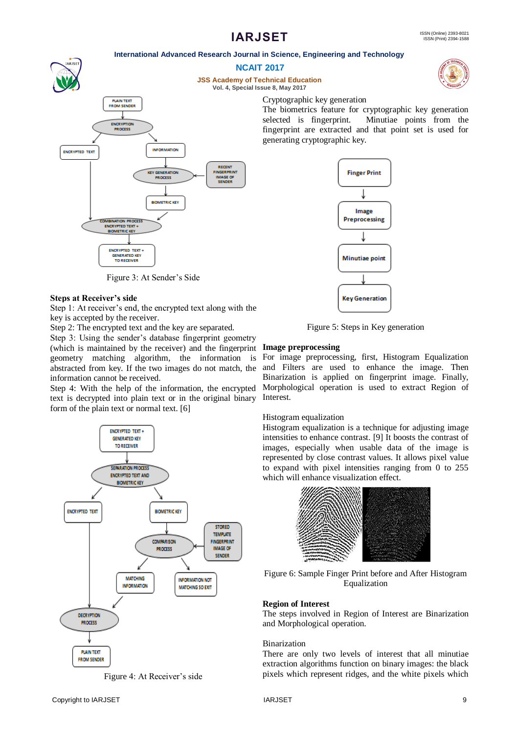Figure 3: At Sender's Side

**Steps at Receiver's side**

Step 1: At receiver's end, the encrypted text along with the key is accepted by the receiver.

Step 2: The encrypted text and the key are separated.

Step 3: Using the sender's database fingerprint geometry (which is maintained by the receiver) and the fingerprint geometry matching algorithm, the information is abstracted from key. If the two images do not match, the information cannot be received.

Step 4: With the help of the information, the encrypted text is decrypted into plain text or in the original binary form of the plain text or normal text. [6]

Figure 4: At Receiver's side

Cryptographic key generation

The biometrics feature for cryptographic key generation selected is fingerprint. Minutiae points from the fingerprint are extracted and that point set is used for generating cryptographic key.

Figure 5: Steps in Key generation

**Image preprocessing**

For image preprocessing, first, Histogram Equalization and Filters are used to enhance the image. Then Binarization is applied on fingerprint image. Finally, Morphological operation is used to extract Region of Interest.

Histogram equalization

Histogram equalization is a technique for adjusting image intensities to enhance contrast. [9] It boosts the contrast of images, especially when usable data of the image is represented by close contrast values. It allows pixel value to expand with pixel intensities ranging from 0 to 255 which will enhance visualization effect.

Figure 6: Sample Finger Print before and After Histogram Equalization

**Region of Interest**

The steps involved in Region of Interest are Binarization and Morphological operation.

Binarization

There are only two levels of interest that all minutiae extraction algorithms function on binary images: the black pixels which represent ridges, and the white pixels which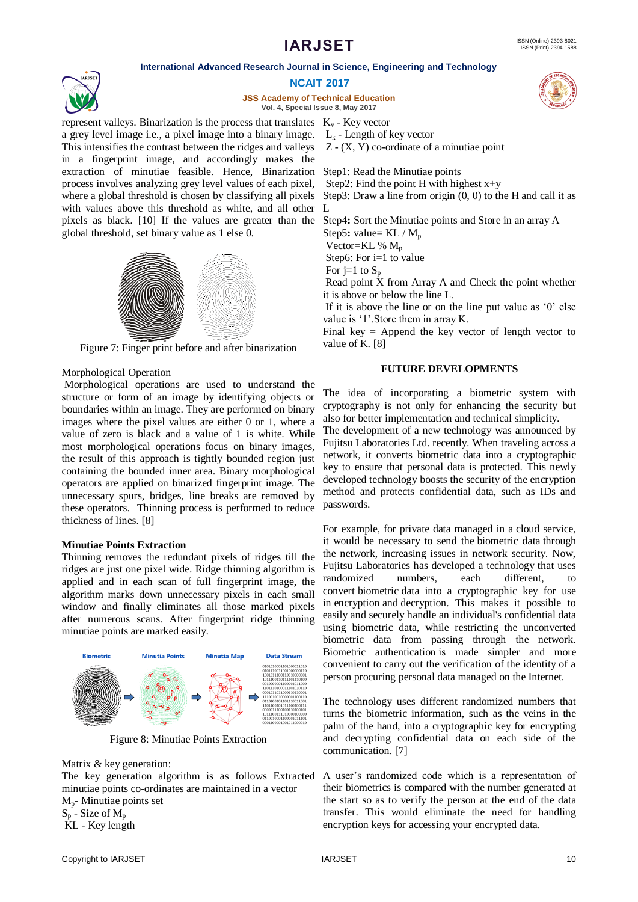represent valleys. Binarization is the process that translates a grey level image i.e., a pixel image into a binary image. This intensifies the contrast between the ridges and valleys in a fingerprint image, and accordingly makes the extraction of minutiae feasible. Hence, Binarization process involves analyzing grey level values of each pixel, where a global threshold is chosen by classifying all pixels with values above this threshold as white, and all other pixels as black. [10] If the values are greater than the global threshold, set binary value as 1 else 0.

Figure 7: Finger print before and after binarization

Morphological Operation

Morphological operations are used to understand the structure or form of an image by identifying objects or boundaries within an image. They are performed on binary images where the pixel values are either 0 or 1, where a value of zero is black and a value of 1 is white. While most morphological operations focus on binary images, the result of this approach is tightly bounded region just containing the bounded inner area. Binary morphological operators are applied on binarized fingerprint image. The unnecessary spurs, bridges, line breaks are removed by these operators. Thinning process is performed to reduce thickness of lines. [8]

**Minutiae Points Extraction**

Thinning removes the redundant pixels of ridges till the ridges are just one pixel wide. Ridge thinning algorithm is applied and in each scan of full fingerprint image, the algorithm marks down unnecessary pixels in each small window and finally eliminates all those marked pixels after numerous scans. After fingerprint ridge thinning minutiae points are marked easily.

Figure 8: Minutiae Points Extraction

Matrix & key generation:

The key generation algorithm is as follows Extracted minutiae points co-ordinates are maintained in a vector

$M_p$- Minutiae points set

$S_p$ - Size of $M_p$

KL - Key length

$K_v$ - Key vector

$L_k$ - Length of key vector

Z - (X, Y) co-ordinate of a minutiae point

Step1: Read the Minutiae points

Step2: Find the point H with highest x+y

Step3: Draw a line from origin (0, 0) to the H and call it as L

Step4**:** Sort the Minutiae points and Store in an array A

Step5**:** value= KL / $M_p$

Vector=KL % $M_p$

Step6: For i=1 to value

For j=1 to $S_p$

Read point X from Array A and Check the point whether it is above or below the line L.

If it is above the line or on the line put value as '0' else value is '1'.Store them in array K.

Final key = Append the key vector of length vector to value of K. [8]

## FUTURE DEVELOPMENTS

The idea of incorporating a biometric system with cryptography is not only for enhancing the security but also for better implementation and technical simplicity.

The development of a new technology was announced by Fujitsu Laboratories Ltd. recently. When traveling across a network, it converts biometric data into a cryptographic key to ensure that personal data is protected. This newly developed technology boosts the security of the encryption method and protects confidential data, such as IDs and passwords.

For example, for private data managed in a cloud service, it would be necessary to send the biometric data through the network, increasing issues in network security. Now, Fujitsu Laboratories has developed a technology that uses randomized numbers, each different, to convert biometric data into a cryptographic key for use in encryption and decryption. This makes it possible to easily and securely handle an individual's confidential data using biometric data, while restricting the unconverted biometric data from passing through the network. Biometric authentication is made simpler and more convenient to carry out the verification of the identity of a person procuring personal data managed on the Internet.

The technology uses different randomized numbers that turns the biometric information, such as the veins in the palm of the hand, into a cryptographic key for encrypting and decrypting confidential data on each side of the communication. [7]

A user's randomized code which is a representation of their biometrics is compared with the number generated at the start so as to verify the person at the end of the data transfer. This would eliminate the need for handling encryption keys for accessing your encrypted data.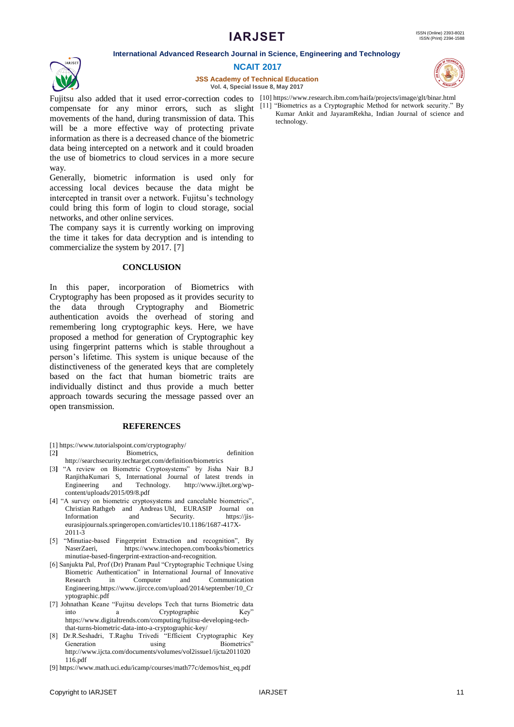Fujitsu also added that it used error-correction codes to compensate for any minor errors, such as slight movements of the hand, during transmission of data. This will be a more effective way of protecting private information as there is a decreased chance of the biometric data being intercepted on a network and it could broaden the use of biometrics to cloud services in a more secure way.

Generally, biometric information is used only for accessing local devices because the data might be intercepted in transit over a network. Fujitsu's technology could bring this form of login to cloud storage, social networks, and other online services.

The company says it is currently working on improving the time it takes for data decryption and is intending to commercialize the system by 2017. [7]

## CONCLUSION

In this paper, incorporation of Biometrics with Cryptography has been proposed as it provides security to the data through Cryptography and Biometric authentication avoids the overhead of storing and remembering long cryptographic keys. Here, we have proposed a method for generation of Cryptographic key using fingerprint patterns which is stable throughout a person's lifetime. This system is unique because of the distinctiveness of the generated keys that are completely based on the fact that human biometric traits are individually distinct and thus provide a much better approach towards securing the message passed over an open transmission.

## REFERENCES

[1] https://www.tutorialspoint.com/cryptography/

[2] Biometrics, definition http://searchsecurity.techtarget.com/definition/biometrics

[3] "A review on Biometric Cryptosystems" by Jisha Nair B.J RanjithaKumari S, International Journal of latest trends in Engineering and Technology. http://www.ijltet.org/wp-content/uploads/2015/09/8.pdf

[4] "A survey on biometric cryptosystems and cancelable biometrics", Christian Rathgeb and Andreas Uhl, EURASIP Journal on Information and Security. https://jis-eurasipjournals.springeropen.com/articles/10.1186/1687-417X-2011-3

[5] "Minutiae-based Fingerprint Extraction and recognition", By NaserZaeri, https://www.intechopen.com/books/biometrics minutiae-based-fingerprint-extraction-and-recognition.

[6] Sanjukta Pal, Prof (Dr) Pranam Paul "Cryptographic Technique Using Biometric Authentication" in International Journal of Innovative Research in Computer and Communication Engineering.https://www.ijircce.com/upload/2014/september/10_Cryptographic.pdf

[7] Johnathan Keane "Fujitsu develops Tech that turns Biometric data into a Cryptographic Key" https://www.digitaltrends.com/computing/fujitsu-developing-tech-that-turns-biometric-data-into-a-cryptographic-key/

[8] Dr.R.Seshadri, T.Raghu Trivedi "Efficient Cryptographic Key Generation using Biometrics" http://www.ijcta.com/documents/volumes/vol2issue1/ijcta2011020116.pdf

[9] https://www.math.uci.edu/icamp/courses/math77c/demos/hist_eq.pdf

[10] https://www.research.ibm.com/haifa/projects/image/glt/binar.html

[11] "Biometrics as a Cryptographic Method for network security." By Kumar Ankit and JayaramRekha, Indian Journal of science and technology.